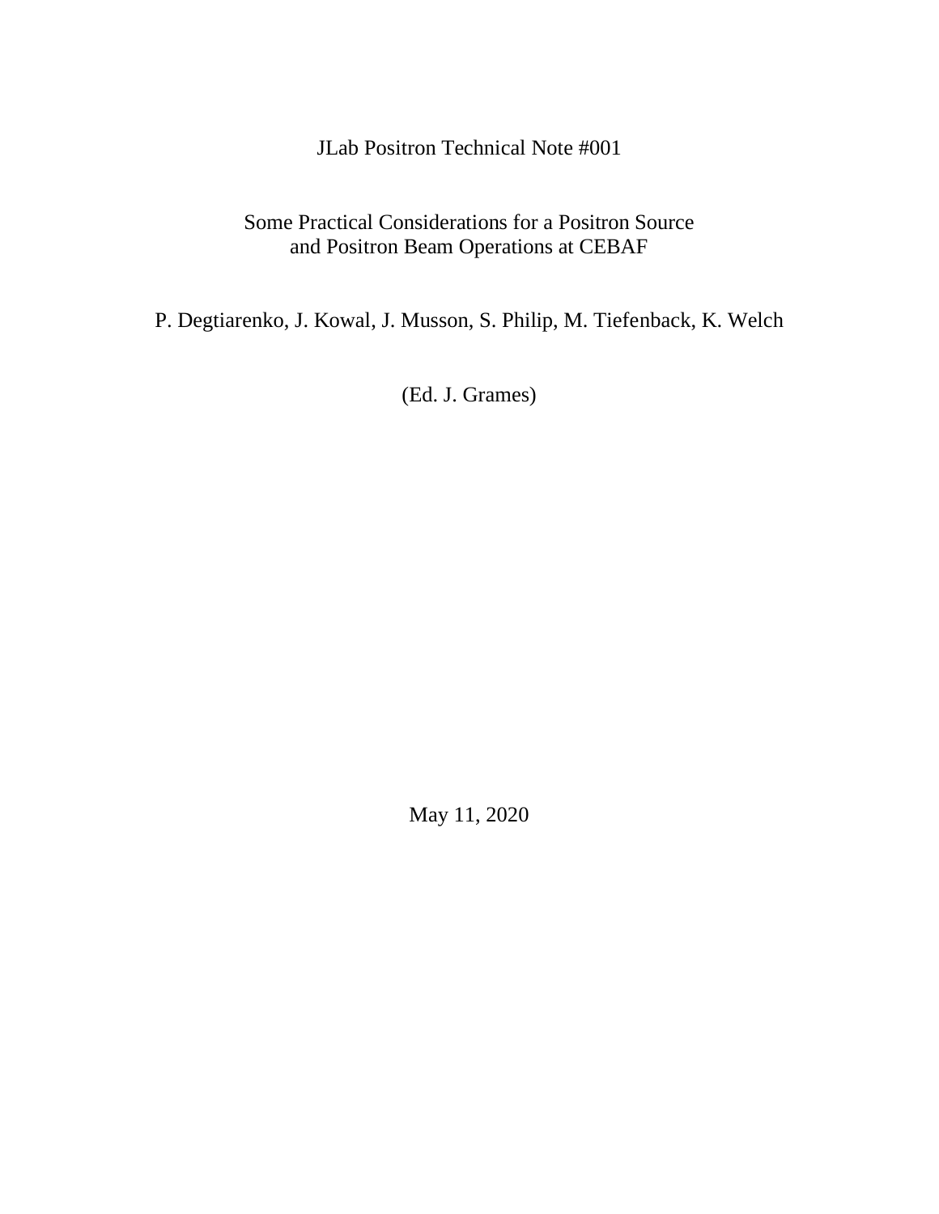JLab Positron Technical Note #001

# Some Practical Considerations for a Positron Source and Positron Beam Operations at CEBAF

P. Degtiarenko, J. Kowal, J. Musson, S. Philip, M. Tiefenback, K. Welch

(Ed. J. Grames)

May 11, 2020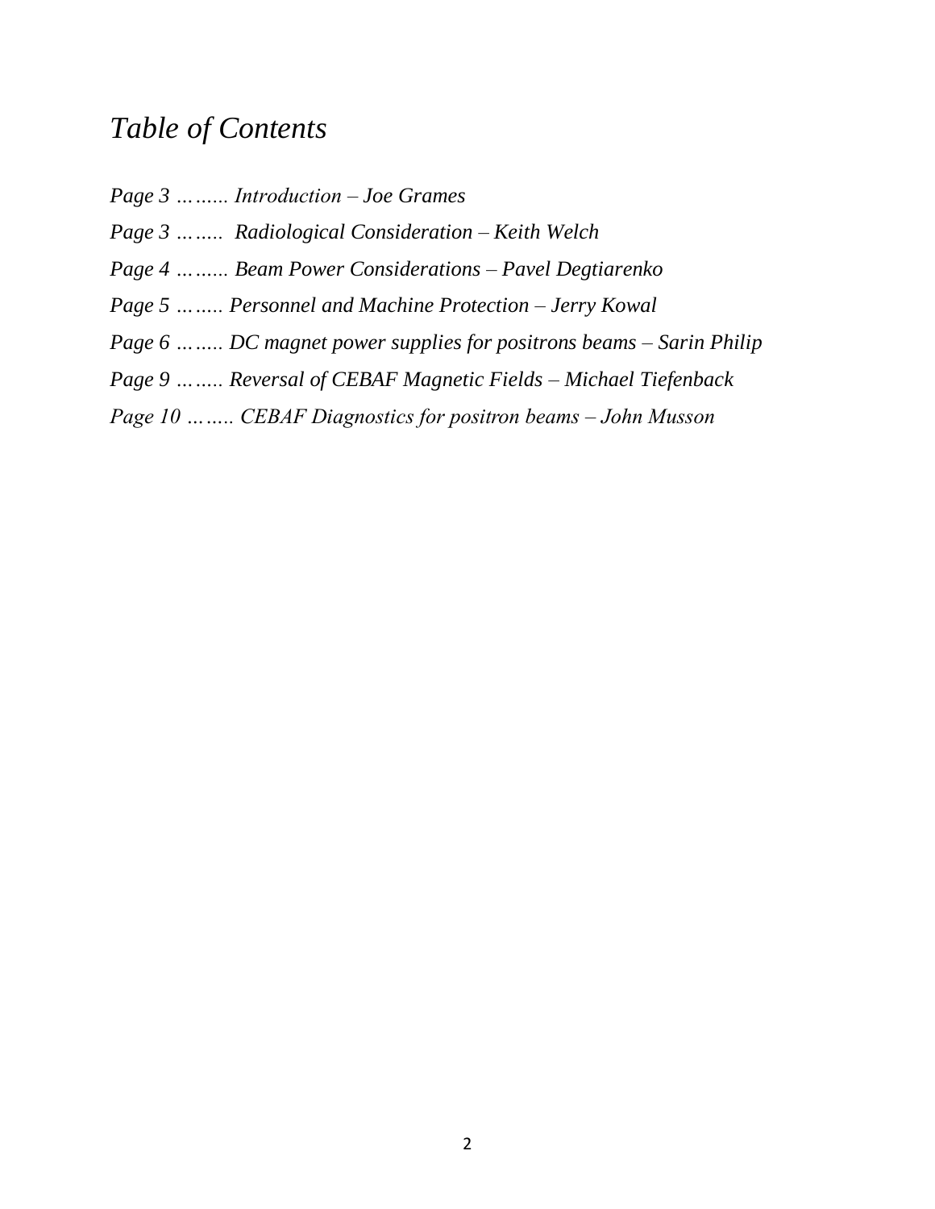# *Table of Contents*

*Page 3 ……... Introduction – Joe Grames*

*Page 3 ……..  Radiological Consideration – Keith Welch*

*Page 4 ……... Beam Power Considerations – Pavel Degtiarenko*

*Page 5 …….. Personnel and Machine Protection – Jerry Kowal*

*Page 6 …….. DC magnet power supplies for positrons beams – Sarin Philip*

*Page 9 …….. Reversal of CEBAF Magnetic Fields – Michael Tiefenback*

*Page 10 …….. CEBAF Diagnostics for positron beams – John Musson*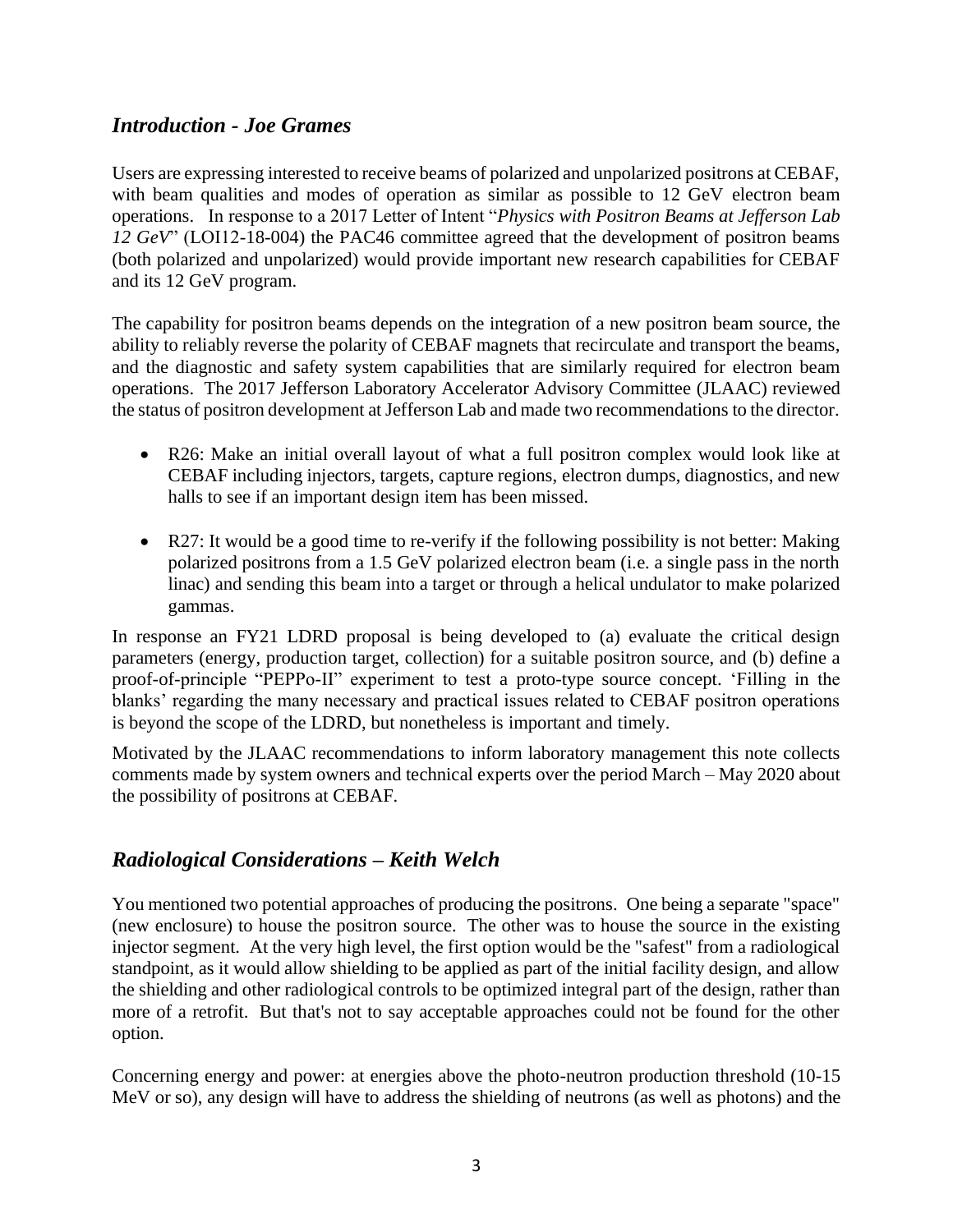## *Introduction - Joe Grames*

Users are expressing interested to receive beams of polarized and unpolarized positrons at CEBAF, with beam qualities and modes of operation as similar as possible to 12 GeV electron beam operations. In response to a 2017 Letter of Intent "*Physics with Positron Beams at Jefferson Lab 12 GeV*" (LOI12-18-004) the PAC46 committee agreed that the development of positron beams (both polarized and unpolarized) would provide important new research capabilities for CEBAF and its 12 GeV program.

The capability for positron beams depends on the integration of a new positron beam source, the ability to reliably reverse the polarity of CEBAF magnets that recirculate and transport the beams, and the diagnostic and safety system capabilities that are similarly required for electron beam operations. The 2017 Jefferson Laboratory Accelerator Advisory Committee (JLAAC) reviewed the status of positron development at Jefferson Lab and made two recommendations to the director.

- R26: Make an initial overall layout of what a full positron complex would look like at CEBAF including injectors, targets, capture regions, electron dumps, diagnostics, and new halls to see if an important design item has been missed.
- R27: It would be a good time to re-verify if the following possibility is not better: Making polarized positrons from a 1.5 GeV polarized electron beam (i.e. a single pass in the north linac) and sending this beam into a target or through a helical undulator to make polarized gammas.

In response an FY21 LDRD proposal is being developed to (a) evaluate the critical design parameters (energy, production target, collection) for a suitable positron source, and (b) define a proof-of-principle "PEPPo-II" experiment to test a proto-type source concept. 'Filling in the blanks' regarding the many necessary and practical issues related to CEBAF positron operations is beyond the scope of the LDRD, but nonetheless is important and timely.

Motivated by the JLAAC recommendations to inform laboratory management this note collects comments made by system owners and technical experts over the period March – May 2020 about the possibility of positrons at CEBAF.

## *Radiological Considerations – Keith Welch*

You mentioned two potential approaches of producing the positrons. One being a separate "space" (new enclosure) to house the positron source. The other was to house the source in the existing injector segment. At the very high level, the first option would be the "safest" from a radiological standpoint, as it would allow shielding to be applied as part of the initial facility design, and allow the shielding and other radiological controls to be optimized integral part of the design, rather than more of a retrofit. But that's not to say acceptable approaches could not be found for the other option.

Concerning energy and power: at energies above the photo-neutron production threshold (10-15 MeV or so), any design will have to address the shielding of neutrons (as well as photons) and the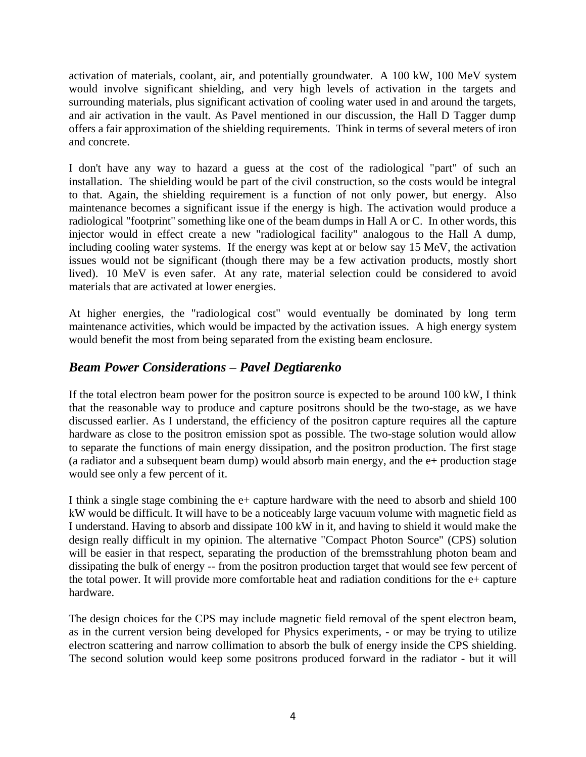activation of materials, coolant, air, and potentially groundwater. A 100 kW, 100 MeV system would involve significant shielding, and very high levels of activation in the targets and surrounding materials, plus significant activation of cooling water used in and around the targets, and air activation in the vault. As Pavel mentioned in our discussion, the Hall D Tagger dump offers a fair approximation of the shielding requirements. Think in terms of several meters of iron and concrete.

I don't have any way to hazard a guess at the cost of the radiological "part" of such an installation. The shielding would be part of the civil construction, so the costs would be integral to that. Again, the shielding requirement is a function of not only power, but energy. Also maintenance becomes a significant issue if the energy is high. The activation would produce a radiological "footprint" something like one of the beam dumps in Hall A or C. In other words, this injector would in effect create a new "radiological facility" analogous to the Hall A dump, including cooling water systems. If the energy was kept at or below say 15 MeV, the activation issues would not be significant (though there may be a few activation products, mostly short lived). 10 MeV is even safer. At any rate, material selection could be considered to avoid materials that are activated at lower energies.

At higher energies, the "radiological cost" would eventually be dominated by long term maintenance activities, which would be impacted by the activation issues. A high energy system would benefit the most from being separated from the existing beam enclosure.

## *Beam Power Considerations – Pavel Degtiarenko*

If the total electron beam power for the positron source is expected to be around 100 kW, I think that the reasonable way to produce and capture positrons should be the two-stage, as we have discussed earlier. As I understand, the efficiency of the positron capture requires all the capture hardware as close to the positron emission spot as possible. The two-stage solution would allow to separate the functions of main energy dissipation, and the positron production. The first stage (a radiator and a subsequent beam dump) would absorb main energy, and the e+ production stage would see only a few percent of it.

I think a single stage combining the e+ capture hardware with the need to absorb and shield 100 kW would be difficult. It will have to be a noticeably large vacuum volume with magnetic field as I understand. Having to absorb and dissipate 100 kW in it, and having to shield it would make the design really difficult in my opinion. The alternative "Compact Photon Source" (CPS) solution will be easier in that respect, separating the production of the bremsstrahlung photon beam and dissipating the bulk of energy -- from the positron production target that would see few percent of the total power. It will provide more comfortable heat and radiation conditions for the e+ capture hardware.

The design choices for the CPS may include magnetic field removal of the spent electron beam, as in the current version being developed for Physics experiments, - or may be trying to utilize electron scattering and narrow collimation to absorb the bulk of energy inside the CPS shielding. The second solution would keep some positrons produced forward in the radiator - but it will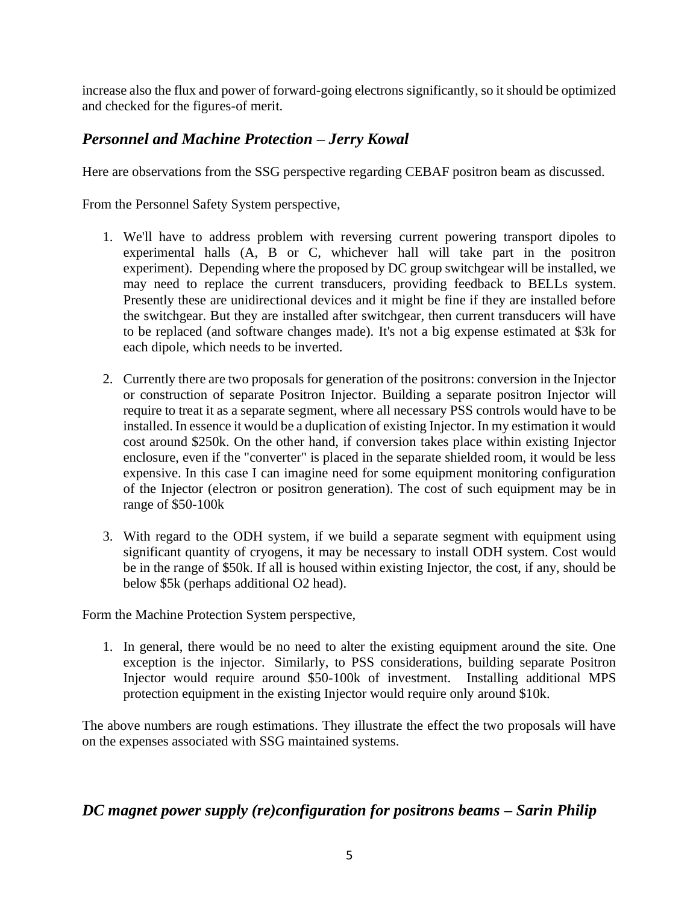increase also the flux and power of forward-going electrons significantly, so it should be optimized and checked for the figures-of merit.

## *Personnel and Machine Protection – Jerry Kowal*

Here are observations from the SSG perspective regarding CEBAF positron beam as discussed.

From the Personnel Safety System perspective,

1. We'll have to address problem with reversing current powering transport dipoles to experimental halls (A, B or C, whichever hall will take part in the positron experiment). Depending where the proposed by DC group switchgear will be installed, we may need to replace the current transducers, providing feedback to BELLs system. Presently these are unidirectional devices and it might be fine if they are installed before the switchgear. But they are installed after switchgear, then current transducers will have to be replaced (and software changes made). It's not a big expense estimated at $3k for each dipole, which needs to be inverted.

2. Currently there are two proposals for generation of the positrons: conversion in the Injector or construction of separate Positron Injector. Building a separate positron Injector will require to treat it as a separate segment, where all necessary PSS controls would have to be installed. In essence it would be a duplication of existing Injector. In my estimation it would cost around $250k. On the other hand, if conversion takes place within existing Injector enclosure, even if the "converter" is placed in the separate shielded room, it would be less expensive. In this case I can imagine need for some equipment monitoring configuration of the Injector (electron or positron generation). The cost of such equipment may be in range of $50-100k

3. With regard to the ODH system, if we build a separate segment with equipment using significant quantity of cryogens, it may be necessary to install ODH system. Cost would be in the range of $50k. If all is housed within existing Injector, the cost, if any, should be below $5k (perhaps additional O2 head).

Form the Machine Protection System perspective,

1. In general, there would be no need to alter the existing equipment around the site. One exception is the injector. Similarly, to PSS considerations, building separate Positron Injector would require around $50-100k of investment. Installing additional MPS protection equipment in the existing Injector would require only around $10k.

The above numbers are rough estimations. They illustrate the effect the two proposals will have on the expenses associated with SSG maintained systems.

## *DC magnet power supply (re)configuration for positrons beams – Sarin Philip*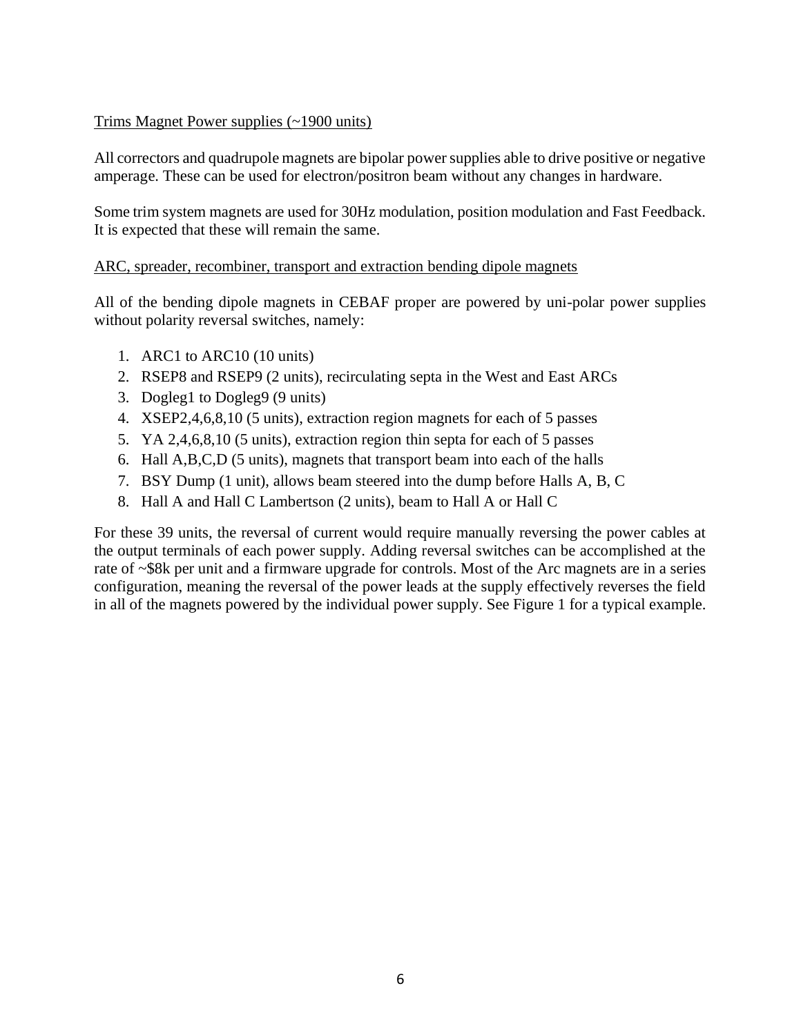Trims Magnet Power supplies (~1900 units)

All correctors and quadrupole magnets are bipolar power supplies able to drive positive or negative amperage. These can be used for electron/positron beam without any changes in hardware.

Some trim system magnets are used for 30Hz modulation, position modulation and Fast Feedback. It is expected that these will remain the same.

ARC, spreader, recombiner, transport and extraction bending dipole magnets

All of the bending dipole magnets in CEBAF proper are powered by uni-polar power supplies without polarity reversal switches, namely:

1. ARC1 to ARC10 (10 units)
2. RSEP8 and RSEP9 (2 units), recirculating septa in the West and East ARCs
3. Dogleg1 to Dogleg9 (9 units)
4. XSEP2,4,6,8,10 (5 units), extraction region magnets for each of 5 passes
5. YA 2,4,6,8,10 (5 units), extraction region thin septa for each of 5 passes
6. Hall A,B,C,D (5 units), magnets that transport beam into each of the halls
7. BSY Dump (1 unit), allows beam steered into the dump before Halls A, B, C
8. Hall A and Hall C Lambertson (2 units), beam to Hall A or Hall C

For these 39 units, the reversal of current would require manually reversing the power cables at the output terminals of each power supply. Adding reversal switches can be accomplished at the rate of ~$8k per unit and a firmware upgrade for controls. Most of the Arc magnets are in a series configuration, meaning the reversal of the power leads at the supply effectively reverses the field in all of the magnets powered by the individual power supply. See Figure 1 for a typical example.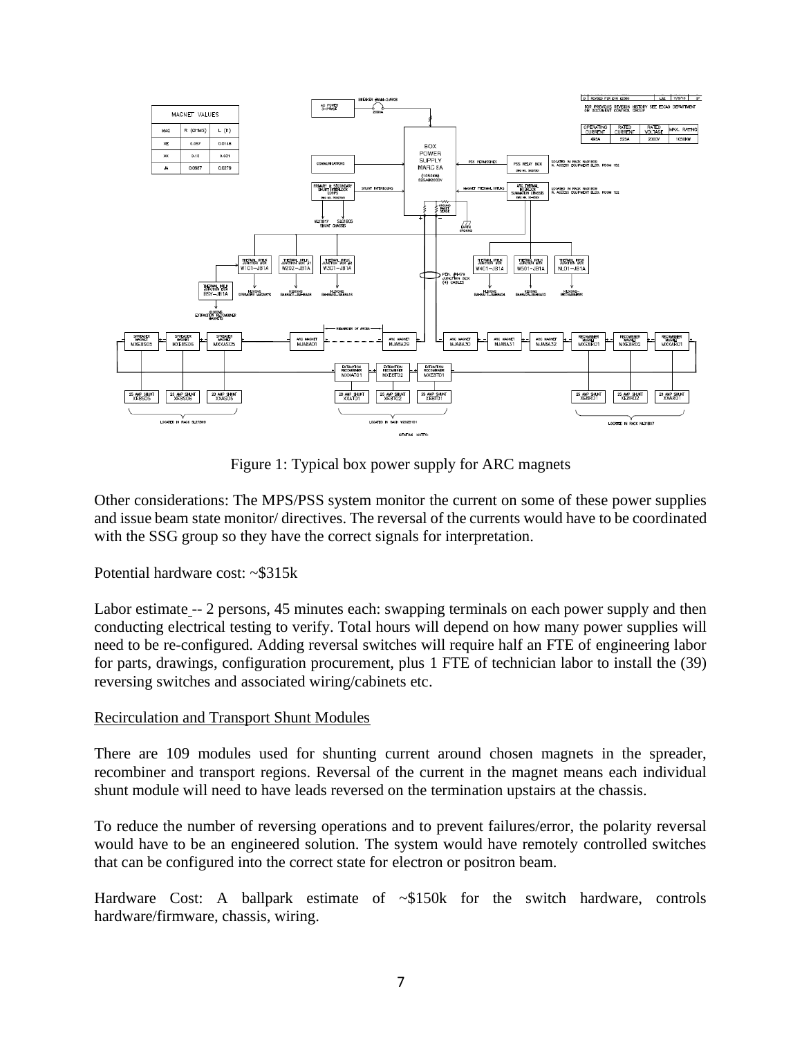Figure 1: Typical box power supply for ARC magnets

Other considerations: The MPS/PSS system monitor the current on some of these power supplies and issue beam state monitor/ directives. The reversal of the currents would have to be coordinated with the SSG group so they have the correct signals for interpretation.

Potential hardware cost: ~$315k

Labor estimate -- 2 persons, 45 minutes each: swapping terminals on each power supply and then conducting electrical testing to verify. Total hours will depend on how many power supplies will need to be re-configured. Adding reversal switches will require half an FTE of engineering labor for parts, drawings, configuration procurement, plus 1 FTE of technician labor to install the (39) reversing switches and associated wiring/cabinets etc.

## Recirculation and Transport Shunt Modules

There are 109 modules used for shunting current around chosen magnets in the spreader, recombiner and transport regions. Reversal of the current in the magnet means each individual shunt module will need to have leads reversed on the termination upstairs at the chassis.

To reduce the number of reversing operations and to prevent failures/error, the polarity reversal would have to be an engineered solution. The system would have remotely controlled switches that can be configured into the correct state for electron or positron beam.

Hardware Cost: A ballpark estimate of ~$150k for the switch hardware, controls hardware/firmware, chassis, wiring.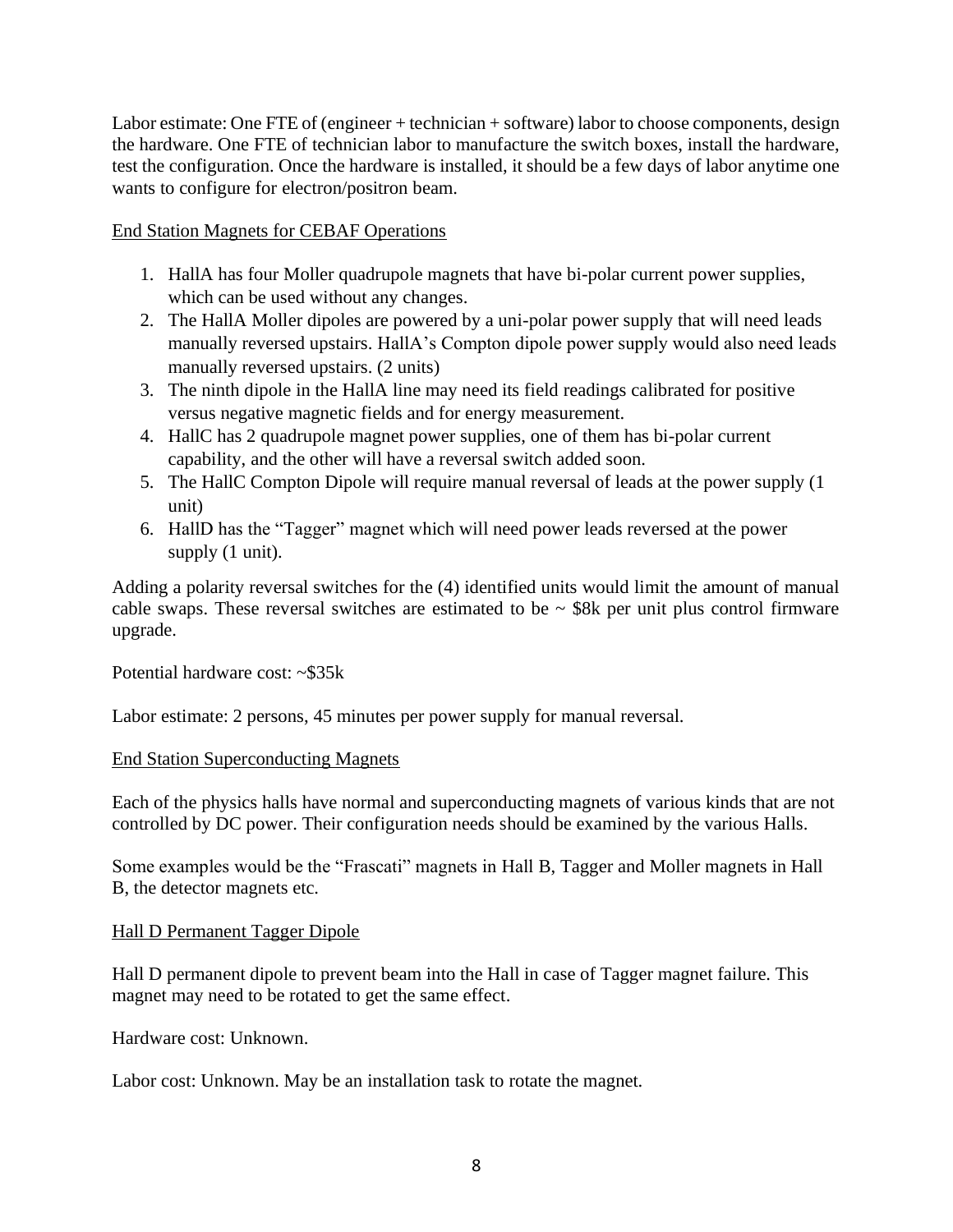Labor estimate: One FTE of (engineer + technician + software) labor to choose components, design the hardware. One FTE of technician labor to manufacture the switch boxes, install the hardware, test the configuration. Once the hardware is installed, it should be a few days of labor anytime one wants to configure for electron/positron beam.

<u>End Station Magnets for CEBAF Operations</u>

1. HallA has four Moller quadrupole magnets that have bi-polar current power supplies, which can be used without any changes.
2. The HallA Moller dipoles are powered by a uni-polar power supply that will need leads manually reversed upstairs. HallA's Compton dipole power supply would also need leads manually reversed upstairs. (2 units)
3. The ninth dipole in the HallA line may need its field readings calibrated for positive versus negative magnetic fields and for energy measurement.
4. HallC has 2 quadrupole magnet power supplies, one of them has bi-polar current capability, and the other will have a reversal switch added soon.
5. The HallC Compton Dipole will require manual reversal of leads at the power supply (1 unit)
6. HallD has the "Tagger" magnet which will need power leads reversed at the power supply (1 unit).

Adding a polarity reversal switches for the (4) identified units would limit the amount of manual cable swaps. These reversal switches are estimated to be ~ $8k per unit plus control firmware upgrade.

Potential hardware cost: ~$35k

Labor estimate: 2 persons, 45 minutes per power supply for manual reversal.

<u>End Station Superconducting Magnets</u>

Each of the physics halls have normal and superconducting magnets of various kinds that are not controlled by DC power. Their configuration needs should be examined by the various Halls.

Some examples would be the "Frascati" magnets in Hall B, Tagger and Moller magnets in Hall B, the detector magnets etc.

<u>Hall D Permanent Tagger Dipole</u>

Hall D permanent dipole to prevent beam into the Hall in case of Tagger magnet failure. This magnet may need to be rotated to get the same effect.

Hardware cost: Unknown.

Labor cost: Unknown. May be an installation task to rotate the magnet.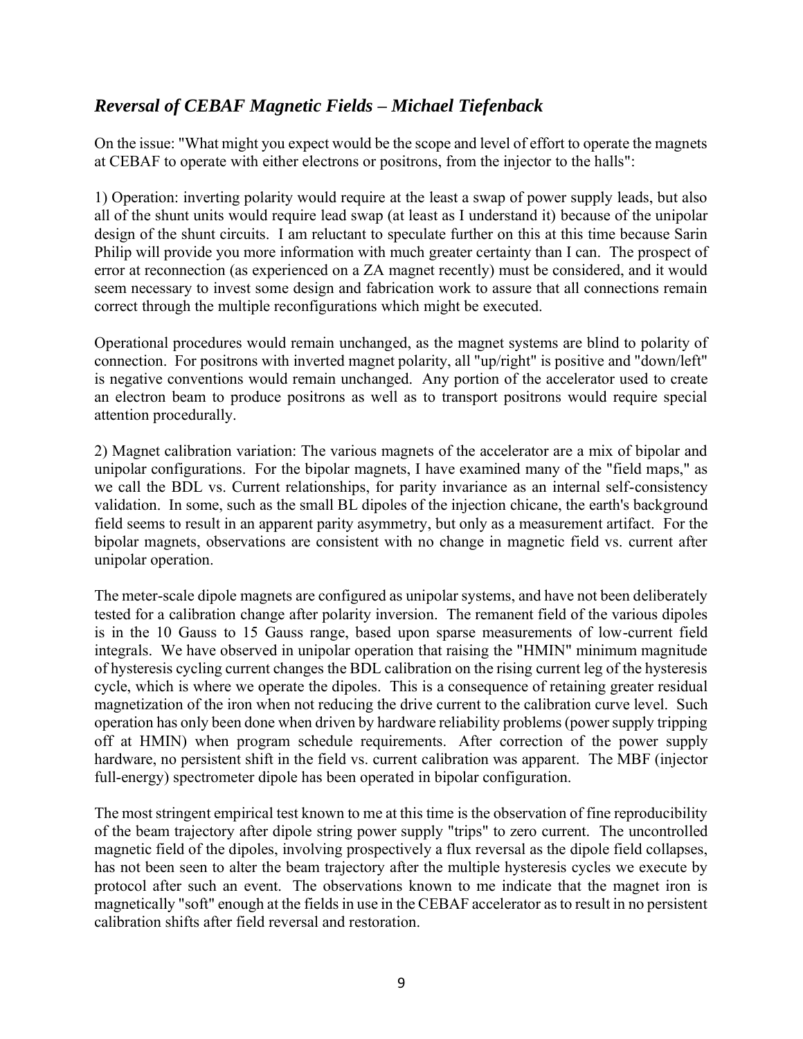## *Reversal of CEBAF Magnetic Fields – Michael Tiefenback*

On the issue: "What might you expect would be the scope and level of effort to operate the magnets at CEBAF to operate with either electrons or positrons, from the injector to the halls":

1) Operation: inverting polarity would require at the least a swap of power supply leads, but also all of the shunt units would require lead swap (at least as I understand it) because of the unipolar design of the shunt circuits. I am reluctant to speculate further on this at this time because Sarin Philip will provide you more information with much greater certainty than I can. The prospect of error at reconnection (as experienced on a ZA magnet recently) must be considered, and it would seem necessary to invest some design and fabrication work to assure that all connections remain correct through the multiple reconfigurations which might be executed.

Operational procedures would remain unchanged, as the magnet systems are blind to polarity of connection. For positrons with inverted magnet polarity, all "up/right" is positive and "down/left" is negative conventions would remain unchanged. Any portion of the accelerator used to create an electron beam to produce positrons as well as to transport positrons would require special attention procedurally.

2) Magnet calibration variation: The various magnets of the accelerator are a mix of bipolar and unipolar configurations. For the bipolar magnets, I have examined many of the "field maps," as we call the BDL vs. Current relationships, for parity invariance as an internal self-consistency validation. In some, such as the small BL dipoles of the injection chicane, the earth's background field seems to result in an apparent parity asymmetry, but only as a measurement artifact. For the bipolar magnets, observations are consistent with no change in magnetic field vs. current after unipolar operation.

The meter-scale dipole magnets are configured as unipolar systems, and have not been deliberately tested for a calibration change after polarity inversion. The remanent field of the various dipoles is in the 10 Gauss to 15 Gauss range, based upon sparse measurements of low-current field integrals. We have observed in unipolar operation that raising the "HMIN" minimum magnitude of hysteresis cycling current changes the BDL calibration on the rising current leg of the hysteresis cycle, which is where we operate the dipoles. This is a consequence of retaining greater residual magnetization of the iron when not reducing the drive current to the calibration curve level. Such operation has only been done when driven by hardware reliability problems (power supply tripping off at HMIN) when program schedule requirements. After correction of the power supply hardware, no persistent shift in the field vs. current calibration was apparent. The MBF (injector full-energy) spectrometer dipole has been operated in bipolar configuration.

The most stringent empirical test known to me at this time is the observation of fine reproducibility of the beam trajectory after dipole string power supply "trips" to zero current. The uncontrolled magnetic field of the dipoles, involving prospectively a flux reversal as the dipole field collapses, has not been seen to alter the beam trajectory after the multiple hysteresis cycles we execute by protocol after such an event. The observations known to me indicate that the magnet iron is magnetically "soft" enough at the fields in use in the CEBAF accelerator as to result in no persistent calibration shifts after field reversal and restoration.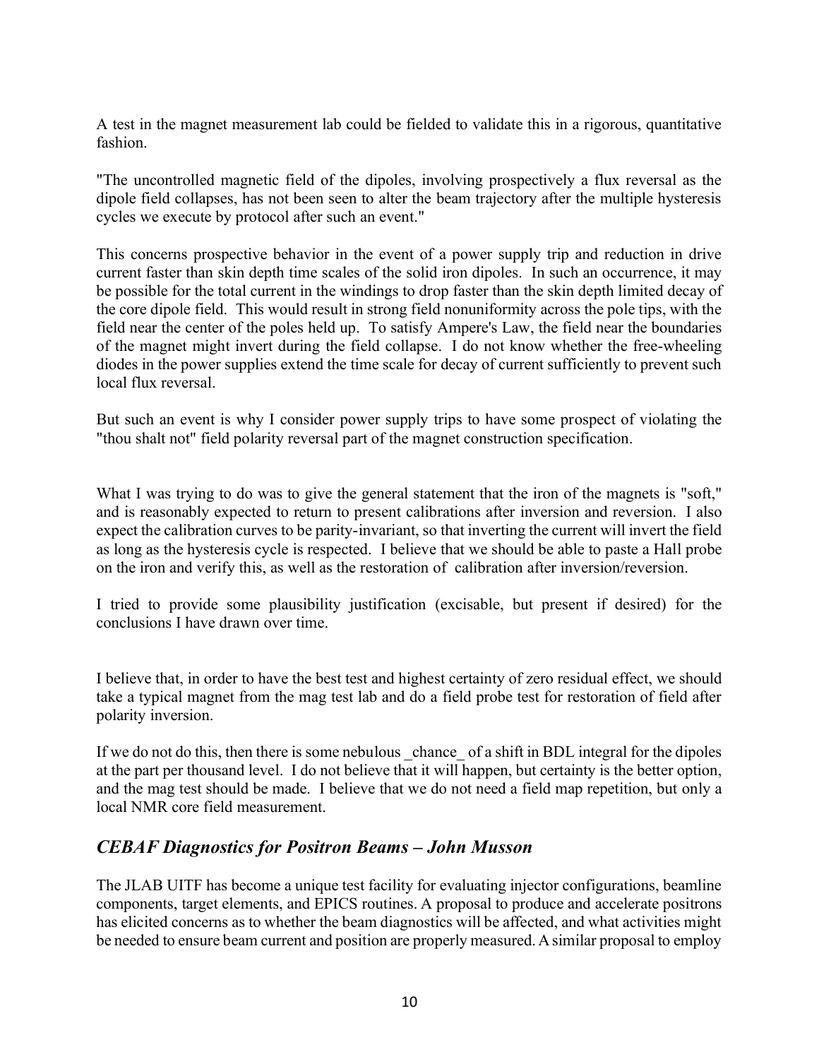A test in the magnet measurement lab could be fielded to validate this in a rigorous, quantitative fashion.

"The uncontrolled magnetic field of the dipoles, involving prospectively a flux reversal as the dipole field collapses, has not been seen to alter the beam trajectory after the multiple hysteresis cycles we execute by protocol after such an event."

This concerns prospective behavior in the event of a power supply trip and reduction in drive current faster than skin depth time scales of the solid iron dipoles. In such an occurrence, it may be possible for the total current in the windings to drop faster than the skin depth limited decay of the core dipole field. This would result in strong field nonuniformity across the pole tips, with the field near the center of the poles held up. To satisfy Ampere's Law, the field near the boundaries of the magnet might invert during the field collapse. I do not know whether the free-wheeling diodes in the power supplies extend the time scale for decay of current sufficiently to prevent such local flux reversal.

But such an event is why I consider power supply trips to have some prospect of violating the "thou shalt not" field polarity reversal part of the magnet construction specification.

What I was trying to do was to give the general statement that the iron of the magnets is "soft," and is reasonably expected to return to present calibrations after inversion and reversion. I also expect the calibration curves to be parity-invariant, so that inverting the current will invert the field as long as the hysteresis cycle is respected. I believe that we should be able to paste a Hall probe on the iron and verify this, as well as the restoration of calibration after inversion/reversion.

I tried to provide some plausibility justification (excisable, but present if desired) for the conclusions I have drawn over time.

I believe that, in order to have the best test and highest certainty of zero residual effect, we should take a typical magnet from the mag test lab and do a field probe test for restoration of field after polarity inversion.

If we do not do this, then there is some nebulous _chance_ of a shift in BDL integral for the dipoles at the part per thousand level. I do not believe that it will happen, but certainty is the better option, and the mag test should be made. I believe that we do not need a field map repetition, but only a local NMR core field measurement.

## *CEBAF Diagnostics for Positron Beams – John Musson*

The JLAB UITF has become a unique test facility for evaluating injector configurations, beamline components, target elements, and EPICS routines. A proposal to produce and accelerate positrons has elicited concerns as to whether the beam diagnostics will be affected, and what activities might be needed to ensure beam current and position are properly measured. A similar proposal to employ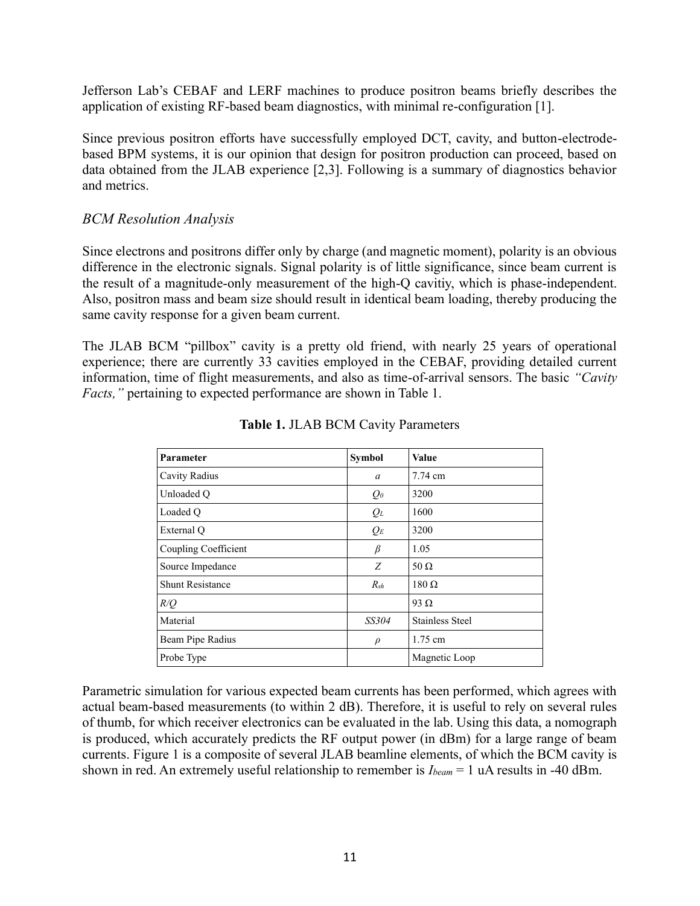Jefferson Lab's CEBAF and LERF machines to produce positron beams briefly describes the application of existing RF-based beam diagnostics, with minimal re-configuration [1].

Since previous positron efforts have successfully employed DCT, cavity, and button-electrode-based BPM systems, it is our opinion that design for positron production can proceed, based on data obtained from the JLAB experience [2,3]. Following is a summary of diagnostics behavior and metrics.

### *BCM Resolution Analysis*

Since electrons and positrons differ only by charge (and magnetic moment), polarity is an obvious difference in the electronic signals. Signal polarity is of little significance, since beam current is the result of a magnitude-only measurement of the high-Q cavitiy, which is phase-independent. Also, positron mass and beam size should result in identical beam loading, thereby producing the same cavity response for a given beam current.

The JLAB BCM "pillbox" cavity is a pretty old friend, with nearly 25 years of operational experience; there are currently 33 cavities employed in the CEBAF, providing detailed current information, time of flight measurements, and also as time-of-arrival sensors. The basic *"Cavity Facts,"* pertaining to expected performance are shown in Table 1.

**Table 1.** JLAB BCM Cavity Parameters

| Parameter | Symbol | Value |
|---|---|---|
| Cavity Radius | $a$ | 7.74 cm |
| Unloaded Q | $Q_0$ | 3200 |
| Loaded Q | $Q_L$ | 1600 |
| External Q | $Q_E$ | 3200 |
| Coupling Coefficient | $\beta$ | 1.05 |
| Source Impedance | $Z$ | 50 Ω |
| Shunt Resistance | $R_{sh}$ | 180 Ω |
| $R/Q$ | | 93 Ω |
| Material | *SS304* | Stainless Steel |
| Beam Pipe Radius | $\rho$ | 1.75 cm |
| Probe Type | | Magnetic Loop |

Parametric simulation for various expected beam currents has been performed, which agrees with actual beam-based measurements (to within 2 dB). Therefore, it is useful to rely on several rules of thumb, for which receiver electronics can be evaluated in the lab. Using this data, a nomograph is produced, which accurately predicts the RF output power (in dBm) for a large range of beam currents. Figure 1 is a composite of several JLAB beamline elements, of which the BCM cavity is shown in red. An extremely useful relationship to remember is $I_{beam}$ = 1 uA results in -40 dBm.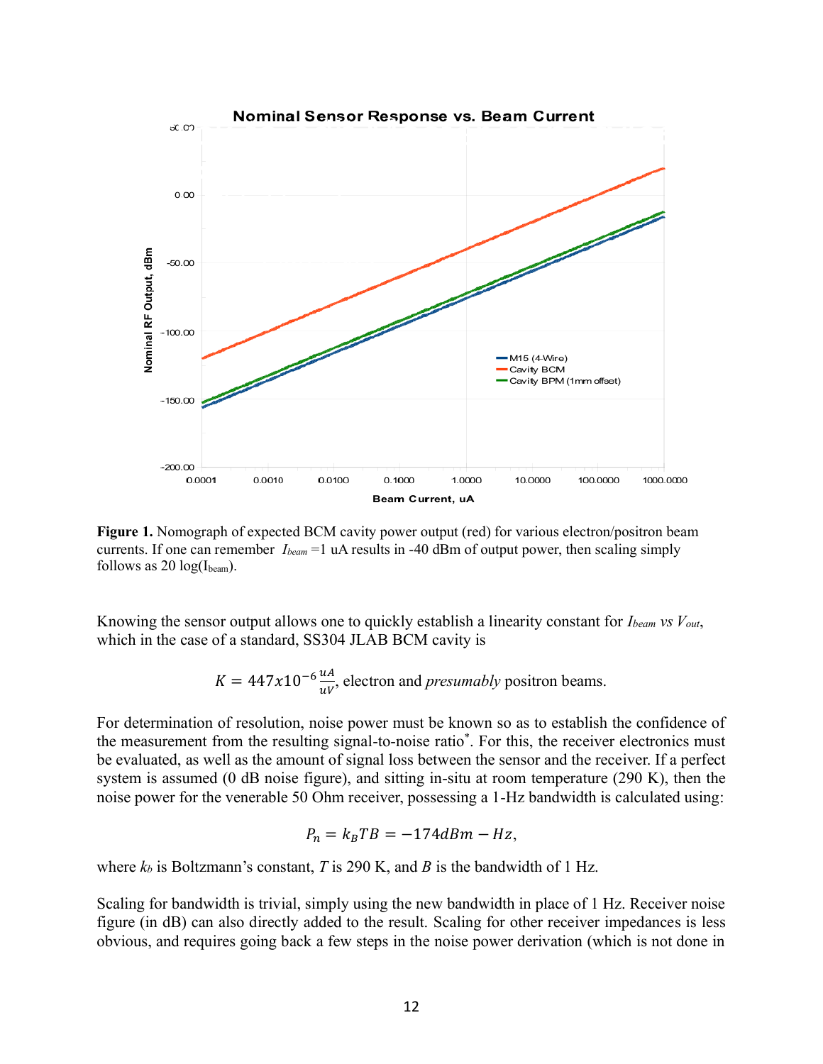Figure 1. Nomograph of expected BCM cavity power output (red) for various electron/positron beam currents. If one can remember $I_{beam}$ =1 uA results in -40 dBm of output power, then scaling simply follows as 20 log($I_{beam}$).

Knowing the sensor output allows one to quickly establish a linearity constant for $I_{beam}$ *vs* $V_{out}$, which in the case of a standard, SS304 JLAB BCM cavity is

$$K = 447x10^{-6}\frac{uA}{uV}, \text{ electron and } \textit{presumably} \text{ positron beams.}$$

For determination of resolution, noise power must be known so as to establish the confidence of the measurement from the resulting signal-to-noise ratio*. For this, the receiver electronics must be evaluated, as well as the amount of signal loss between the sensor and the receiver. If a perfect system is assumed (0 dB noise figure), and sitting in-situ at room temperature (290 K), then the noise power for the venerable 50 Ohm receiver, possessing a 1-Hz bandwidth is calculated using:

$$P_n = k_B T B = -174 dBm - Hz,$$

where $k_b$ is Boltzmann's constant, $T$ is 290 K, and $B$ is the bandwidth of 1 Hz.

Scaling for bandwidth is trivial, simply using the new bandwidth in place of 1 Hz. Receiver noise figure (in dB) can also directly added to the result. Scaling for other receiver impedances is less obvious, and requires going back a few steps in the noise power derivation (which is not done in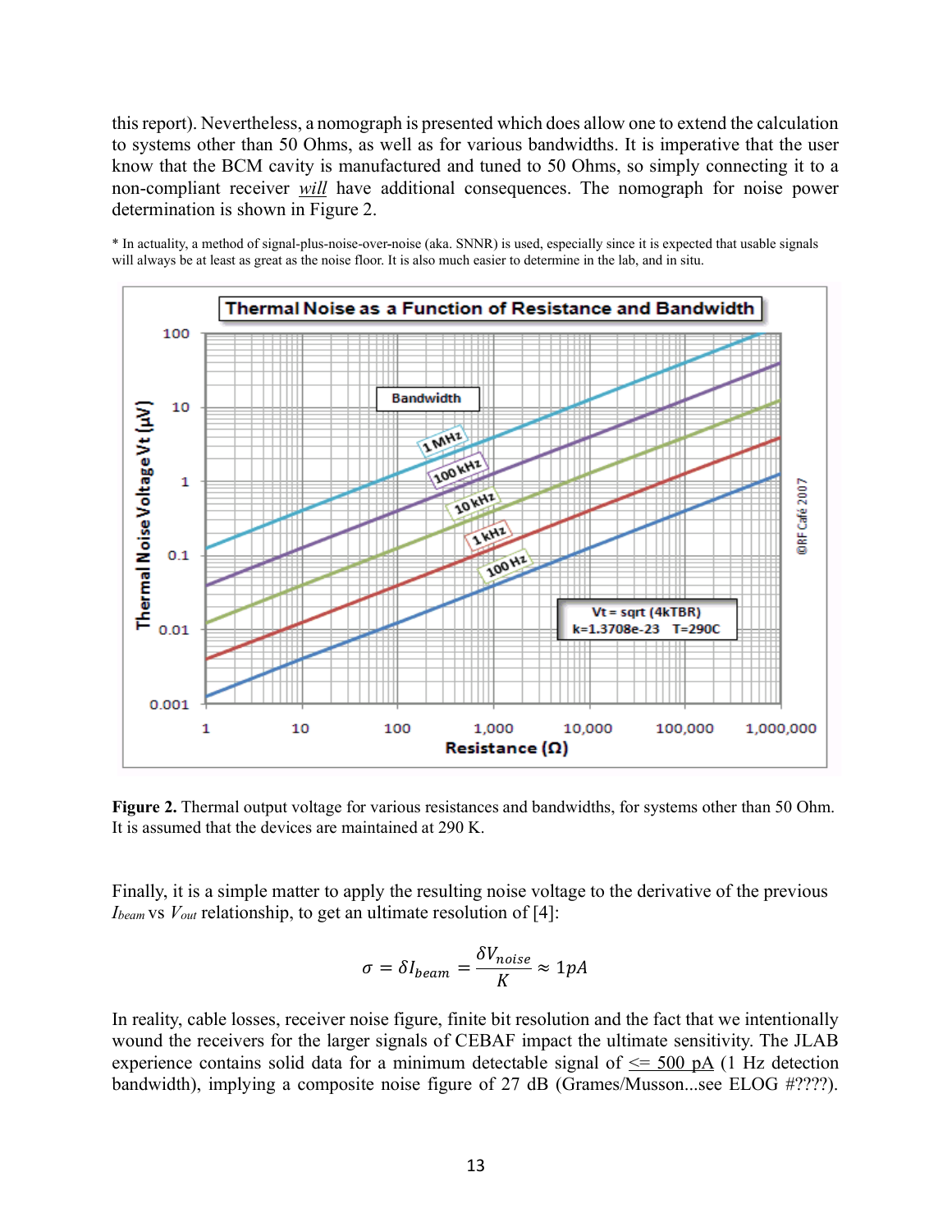this report). Nevertheless, a nomograph is presented which does allow one to extend the calculation to systems other than 50 Ohms, as well as for various bandwidths. It is imperative that the user know that the BCM cavity is manufactured and tuned to 50 Ohms, so simply connecting it to a non-compliant receiver *will* have additional consequences. The nomograph for noise power determination is shown in Figure 2.

* In actuality, a method of signal-plus-noise-over-noise (aka. SNNR) is used, especially since it is expected that usable signals will always be at least as great as the noise floor. It is also much easier to determine in the lab, and in situ.

**Figure 2.** Thermal output voltage for various resistances and bandwidths, for systems other than 50 Ohm. It is assumed that the devices are maintained at 290 K.

Finally, it is a simple matter to apply the resulting noise voltage to the derivative of the previous $I_{beam}$ vs $V_{out}$ relationship, to get an ultimate resolution of [4]:

$$\sigma = \delta I_{beam} = \frac{\delta V_{noise}}{K} \approx 1pA$$

In reality, cable losses, receiver noise figure, finite bit resolution and the fact that we intentionally wound the receivers for the larger signals of CEBAF impact the ultimate sensitivity. The JLAB experience contains solid data for a minimum detectable signal of <u><= 500 pA</u> (1 Hz detection bandwidth), implying a composite noise figure of 27 dB (Grames/Musson...see ELOG #????).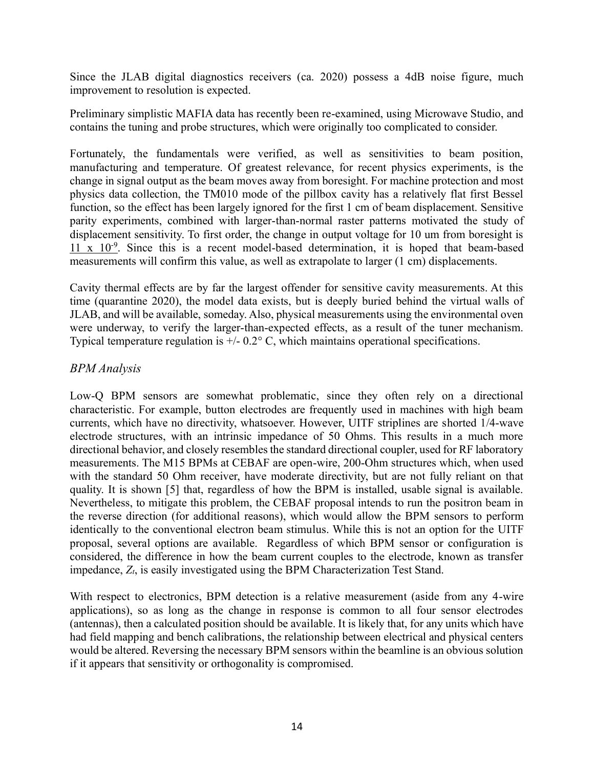Since the JLAB digital diagnostics receivers (ca. 2020) possess a 4dB noise figure, much improvement to resolution is expected.

Preliminary simplistic MAFIA data has recently been re-examined, using Microwave Studio, and contains the tuning and probe structures, which were originally too complicated to consider.

Fortunately, the fundamentals were verified, as well as sensitivities to beam position, manufacturing and temperature. Of greatest relevance, for recent physics experiments, is the change in signal output as the beam moves away from boresight. For machine protection and most physics data collection, the TM010 mode of the pillbox cavity has a relatively flat first Bessel function, so the effect has been largely ignored for the first 1 cm of beam displacement. Sensitive parity experiments, combined with larger-than-normal raster patterns motivated the study of displacement sensitivity. To first order, the change in output voltage for 10 um from boresight is <u>$11 \times 10^{-9}$</u>. Since this is a recent model-based determination, it is hoped that beam-based measurements will confirm this value, as well as extrapolate to larger (1 cm) displacements.

Cavity thermal effects are by far the largest offender for sensitive cavity measurements. At this time (quarantine 2020), the model data exists, but is deeply buried behind the virtual walls of JLAB, and will be available, someday. Also, physical measurements using the environmental oven were underway, to verify the larger-than-expected effects, as a result of the tuner mechanism. Typical temperature regulation is +/- 0.2° C, which maintains operational specifications.

### *BPM Analysis*

Low-Q BPM sensors are somewhat problematic, since they often rely on a directional characteristic. For example, button electrodes are frequently used in machines with high beam currents, which have no directivity, whatsoever. However, UITF striplines are shorted 1/4-wave electrode structures, with an intrinsic impedance of 50 Ohms. This results in a much more directional behavior, and closely resembles the standard directional coupler, used for RF laboratory measurements. The M15 BPMs at CEBAF are open-wire, 200-Ohm structures which, when used with the standard 50 Ohm receiver, have moderate directivity, but are not fully reliant on that quality. It is shown [5] that, regardless of how the BPM is installed, usable signal is available. Nevertheless, to mitigate this problem, the CEBAF proposal intends to run the positron beam in the reverse direction (for additional reasons), which would allow the BPM sensors to perform identically to the conventional electron beam stimulus. While this is not an option for the UITF proposal, several options are available. Regardless of which BPM sensor or configuration is considered, the difference in how the beam current couples to the electrode, known as transfer impedance, $Z_t$, is easily investigated using the BPM Characterization Test Stand.

With respect to electronics, BPM detection is a relative measurement (aside from any 4-wire applications), so as long as the change in response is common to all four sensor electrodes (antennas), then a calculated position should be available. It is likely that, for any units which have had field mapping and bench calibrations, the relationship between electrical and physical centers would be altered. Reversing the necessary BPM sensors within the beamline is an obvious solution if it appears that sensitivity or orthogonality is compromised.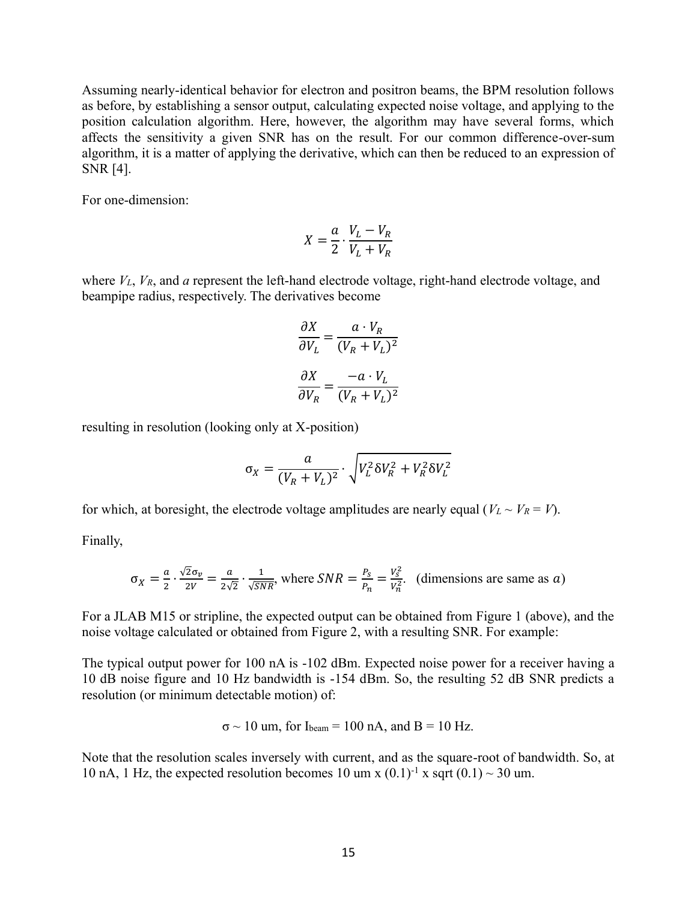Assuming nearly-identical behavior for electron and positron beams, the BPM resolution follows as before, by establishing a sensor output, calculating expected noise voltage, and applying to the position calculation algorithm. Here, however, the algorithm may have several forms, which affects the sensitivity a given SNR has on the result. For our common difference-over-sum algorithm, it is a matter of applying the derivative, which can then be reduced to an expression of SNR [4].

For one-dimension:

$$X = \frac{a}{2} \cdot \frac{V_L - V_R}{V_L + V_R}$$

where $V_L$, $V_R$, and $a$ represent the left-hand electrode voltage, right-hand electrode voltage, and beampipe radius, respectively. The derivatives become

$$\frac{\partial X}{\partial V_L} = \frac{a \cdot V_R}{(V_R + V_L)^2}$$

$$\frac{\partial X}{\partial V_R} = \frac{-a \cdot V_L}{(V_R + V_L)^2}$$

resulting in resolution (looking only at X-position)

$$\sigma_X = \frac{a}{(V_R + V_L)^2} \cdot \sqrt{V_L^2 \delta V_R^2 + V_R^2 \delta V_L^2}$$

for which, at boresight, the electrode voltage amplitudes are nearly equal ($V_L \sim V_R = V$).

Finally,

$$\sigma_X = \frac{a}{2} \cdot \frac{\sqrt{2}\sigma_v}{2V} = \frac{a}{2\sqrt{2}} \cdot \frac{1}{\sqrt{SNR}}, \text{ where } SNR = \frac{P_s}{P_n} = \frac{V_s^2}{V_n^2}. \quad \text{(dimensions are same as } a\text{)}$$

For a JLAB M15 or stripline, the expected output can be obtained from Figure 1 (above), and the noise voltage calculated or obtained from Figure 2, with a resulting SNR. For example:

The typical output power for 100 nA is -102 dBm. Expected noise power for a receiver having a 10 dB noise figure and 10 Hz bandwidth is -154 dBm. So, the resulting 52 dB SNR predicts a resolution (or minimum detectable motion) of:

$$\sigma \sim 10 \text{ um, for } I_{beam} = 100 \text{ nA, and } B = 10 \text{ Hz.}$$

Note that the resolution scales inversely with current, and as the square-root of bandwidth. So, at 10 nA, 1 Hz, the expected resolution becomes 10 um x $(0.1)^{-1}$ x sqrt (0.1) ~ 30 um.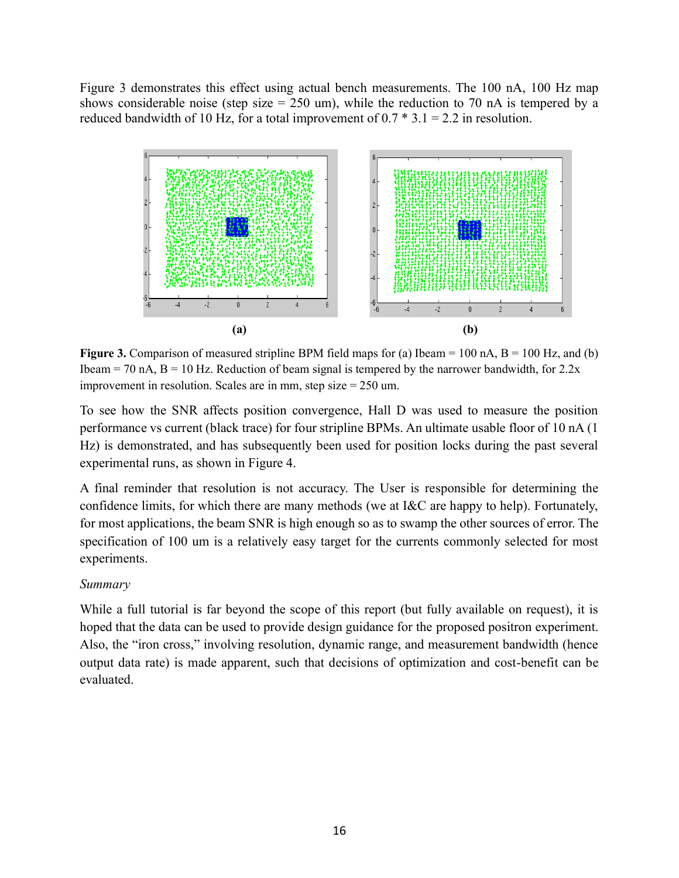Figure 3 demonstrates this effect using actual bench measurements. The 100 nA, 100 Hz map shows considerable noise (step size = 250 um), while the reduction to 70 nA is tempered by a reduced bandwidth of 10 Hz, for a total improvement of 0.7 * 3.1 = 2.2 in resolution.

(a) (b)

**Figure 3.** Comparison of measured stripline BPM field maps for (a) Ibeam = 100 nA, B = 100 Hz, and (b) Ibeam = 70 nA, B = 10 Hz. Reduction of beam signal is tempered by the narrower bandwidth, for 2.2x improvement in resolution. Scales are in mm, step size = 250 um.

To see how the SNR affects position convergence, Hall D was used to measure the position performance vs current (black trace) for four stripline BPMs. An ultimate usable floor of 10 nA (1 Hz) is demonstrated, and has subsequently been used for position locks during the past several experimental runs, as shown in Figure 4.

A final reminder that resolution is not accuracy. The User is responsible for determining the confidence limits, for which there are many methods (we at I&C are happy to help). Fortunately, for most applications, the beam SNR is high enough so as to swamp the other sources of error. The specification of 100 um is a relatively easy target for the currents commonly selected for most experiments.

*Summary*

While a full tutorial is far beyond the scope of this report (but fully available on request), it is hoped that the data can be used to provide design guidance for the proposed positron experiment. Also, the "iron cross," involving resolution, dynamic range, and measurement bandwidth (hence output data rate) is made apparent, such that decisions of optimization and cost-benefit can be evaluated.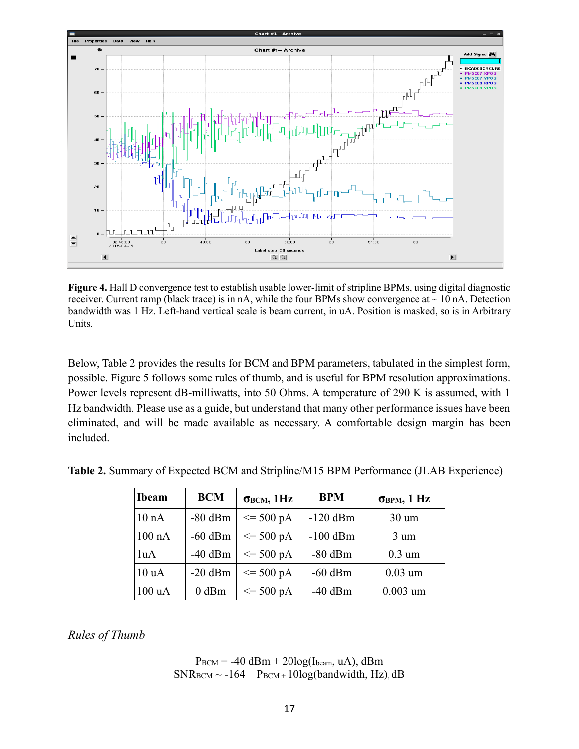**Figure 4.** Hall D convergence test to establish usable lower-limit of stripline BPMs, using digital diagnostic receiver. Current ramp (black trace) is in nA, while the four BPMs show convergence at ~ 10 nA. Detection bandwidth was 1 Hz. Left-hand vertical scale is beam current, in uA. Position is masked, so is in Arbitrary Units.

Below, Table 2 provides the results for BCM and BPM parameters, tabulated in the simplest form, possible. Figure 5 follows some rules of thumb, and is useful for BPM resolution approximations. Power levels represent dB-milliwatts, into 50 Ohms. A temperature of 290 K is assumed, with 1 Hz bandwidth. Please use as a guide, but understand that many other performance issues have been eliminated, and will be made available as necessary. A comfortable design margin has been included.

**Table 2.** Summary of Expected BCM and Stripline/M15 BPM Performance (JLAB Experience)

| Ibeam | BCM | $\sigma_{BCM}$, 1Hz | BPM | $\sigma_{BPM}$, 1 Hz |
|---|---|---|---|---|
| 10 nA | -80 dBm | <= 500 pA | -120 dBm | 30 um |
| 100 nA | -60 dBm | <= 500 pA | -100 dBm | 3 um |
| 1uA | -40 dBm | <= 500 pA | -80 dBm | 0.3 um |
| 10 uA | -20 dBm | <= 500 pA | -60 dBm | 0.03 um |
| 100 uA | 0 dBm | <= 500 pA | -40 dBm | 0.003 um |

*Rules of Thumb*

$$P_{BCM} = -40 \text{ dBm} + 20\log(I_{beam}, \text{uA}), \text{ dBm}$$

$$SNR_{BCM} \sim -164 - P_{BCM} + 10\log(\text{bandwidth, Hz}), \text{ dB}$$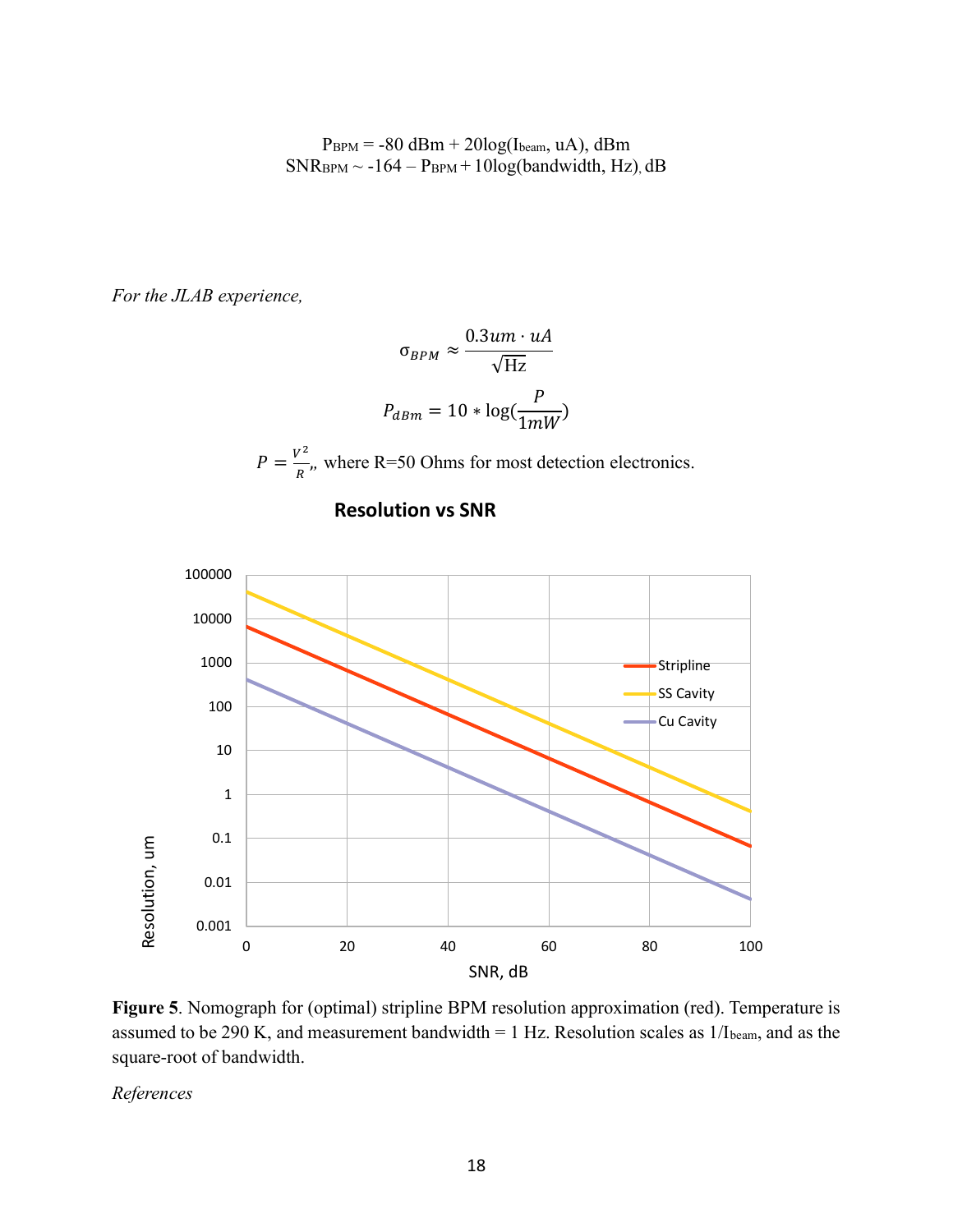$$P_{BPM} = -80 \text{ dBm} + 20\log(I_{beam}, \text{uA}), \text{dBm}$$
$$SNR_{BPM} \sim -164 - P_{BPM} + 10\log(\text{bandwidth, Hz}), \text{dB}$$

*For the JLAB experience,*

$$\sigma_{BPM} \approx \frac{0.3um \cdot uA}{\sqrt{\text{Hz}}}$$

$$P_{dBm} = 10 * \log(\frac{P}{1mW})$$

$P = \frac{V^2}{R}$,, where R=50 Ohms for most detection electronics.

**Resolution vs SNR**

**Figure 5**. Nomograph for (optimal) stripline BPM resolution approximation (red). Temperature is assumed to be 290 K, and measurement bandwidth = 1 Hz. Resolution scales as $1/I_{beam}$, and as the square-root of bandwidth.

*References*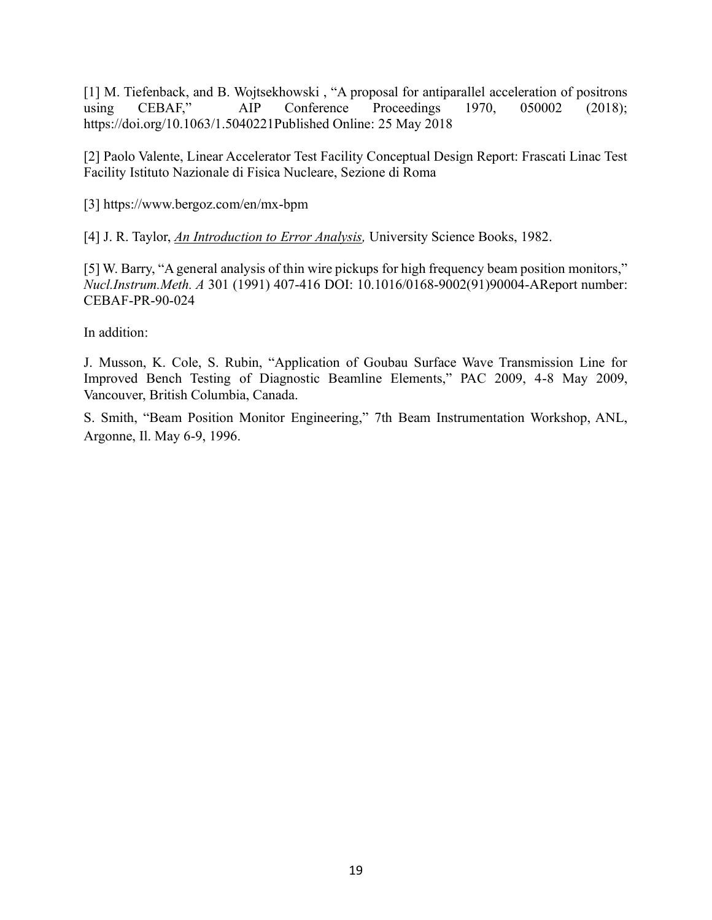[1] M. Tiefenback, and B. Wojtsekhowski , "A proposal for antiparallel acceleration of positrons using CEBAF," AIP Conference Proceedings 1970, 050002 (2018); https://doi.org/10.1063/1.5040221Published Online: 25 May 2018

[2] Paolo Valente, Linear Accelerator Test Facility Conceptual Design Report: Frascati Linac Test Facility Istituto Nazionale di Fisica Nucleare, Sezione di Roma

[3] https://www.bergoz.com/en/mx-bpm

[4] J. R. Taylor, *An Introduction to Error Analysis,* University Science Books, 1982.

[5] W. Barry, "A general analysis of thin wire pickups for high frequency beam position monitors," *Nucl.Instrum.Meth. A* 301 (1991) 407-416 DOI: 10.1016/0168-9002(91)90004-AReport number: CEBAF-PR-90-024

In addition:

J. Musson, K. Cole, S. Rubin, "Application of Goubau Surface Wave Transmission Line for Improved Bench Testing of Diagnostic Beamline Elements," PAC 2009, 4-8 May 2009, Vancouver, British Columbia, Canada.

S. Smith, "Beam Position Monitor Engineering," 7th Beam Instrumentation Workshop, ANL, Argonne, Il. May 6-9, 1996.